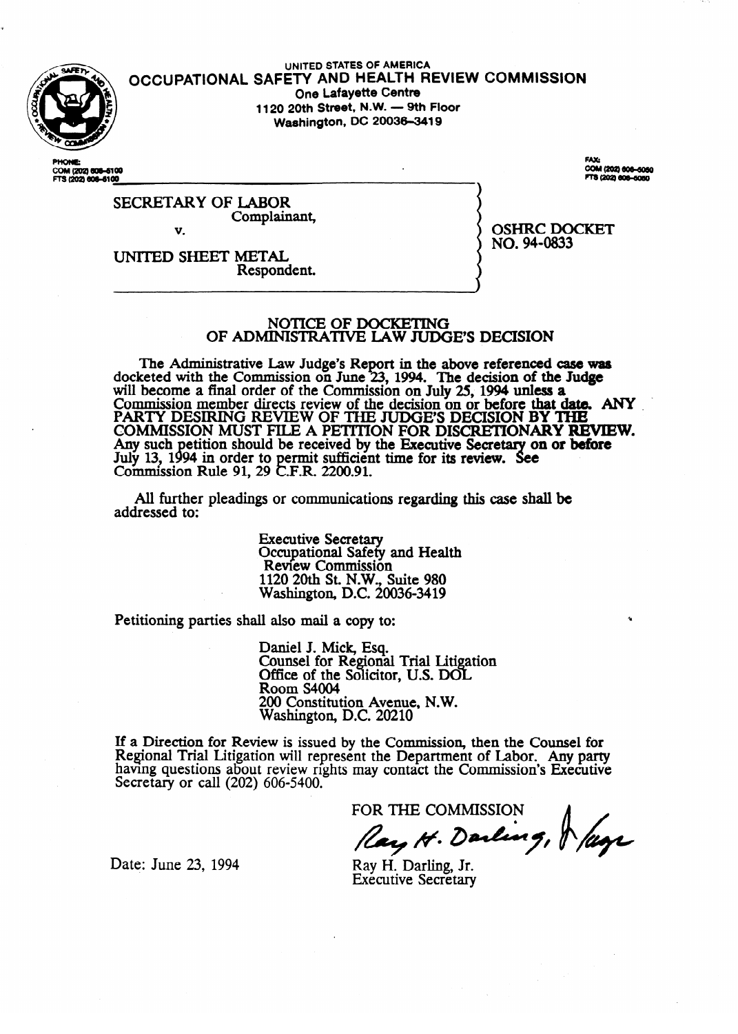UNITED STATES OF AMERICA

# OCCUPATIONAL SAFETY AND HEALTH REVIEW COMMISSION

One Lafayette Centre
1120 20th Street, N.W. — 9th Floor
Washington, DC 20036-3419

PHONE:
COM (202) 606-5100
FTS (202) 606-5100

FAX:
COM (202) 606-5050
FTS (202) 606-5050

SECRETARY OF LABOR
Complainant,

v.

UNITED SHEET METAL
Respondent.

OSHRC DOCKET
NO. 94-0833

## NOTICE OF DOCKETING OF ADMINISTRATIVE LAW JUDGE'S DECISION

The Administrative Law Judge's Report in the above referenced case was docketed with the Commission on June 23, 1994. The decision of the Judge will become a final order of the Commission on July 25, 1994 unless a Commission member directs review of the decision on or before that date. **ANY PARTY DESIRING REVIEW OF THE JUDGE'S DECISION BY THE COMMISSION MUST FILE A PETITION FOR DISCRETIONARY REVIEW.** Any such petition should be received by the Executive Secretary on or before July 13, 1994 in order to permit sufficient time for its review. See Commission Rule 91, 29 C.F.R. 2200.91.

All further pleadings or communications regarding this case shall be addressed to:

Executive Secretary
Occupational Safety and Health
Review Commission
1120 20th St. N.W., Suite 980
Washington, D.C. 20036-3419

Petitioning parties shall also mail a copy to:

Daniel J. Mick, Esq.
Counsel for Regional Trial Litigation
Office of the Solicitor, U.S. DOL
Room S4004
200 Constitution Avenue, N.W.
Washington, D.C. 20210

If a Direction for Review is issued by the Commission, then the Counsel for Regional Trial Litigation will represent the Department of Labor. Any party having questions about review rights may contact the Commission's Executive Secretary or call (202) 606-5400.

FOR THE COMMISSION

Ray H. Darling, Jr.
Executive Secretary

Date: June 23, 1994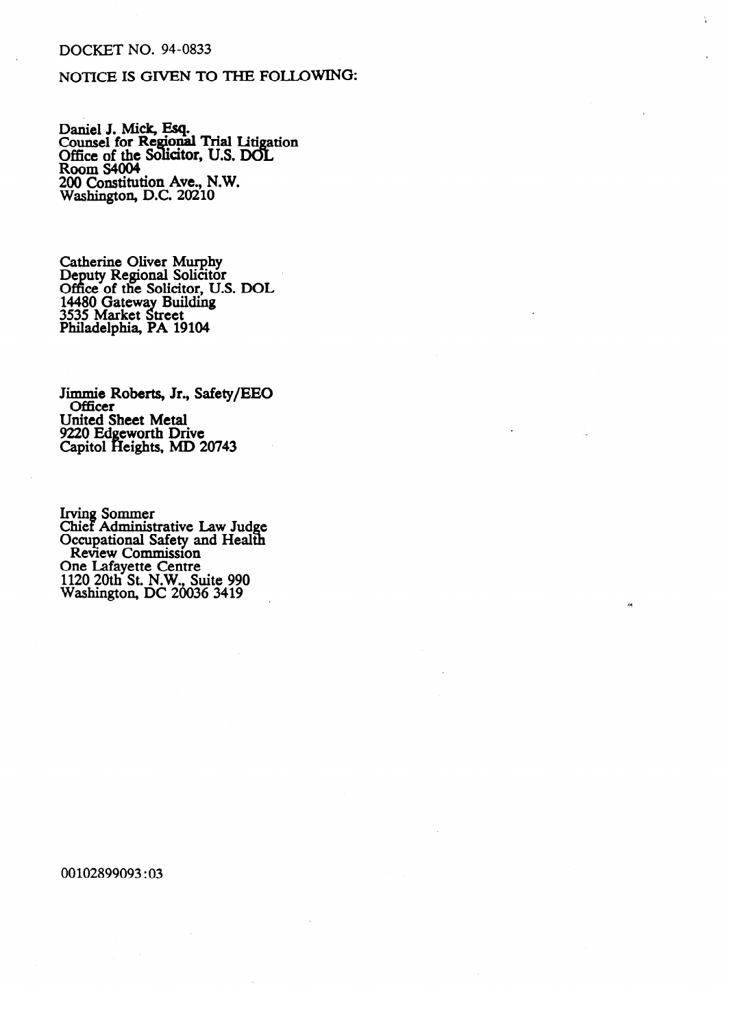DOCKET NO. 94-0833

NOTICE IS GIVEN TO THE FOLLOWING:

Daniel J. Mick, Esq.
Counsel for Regional Trial Litigation
Office of the Solicitor, U.S. DOL
Room S4004
200 Constitution Ave., N.W.
Washington, D.C. 20210

Catherine Oliver Murphy
Deputy Regional Solicitor
Office of the Solicitor, U.S. DOL
14480 Gateway Building
3535 Market Street
Philadelphia, PA 19104

Jimmie Roberts, Jr., Safety/EEO
Officer
United Sheet Metal
9220 Edgeworth Drive
Capitol Heights, MD 20743

Irving Sommer
Chief Administrative Law Judge
Occupational Safety and Health
Review Commission
One Lafayette Centre
1120 20th St. N.W., Suite 990
Washington, DC 20036 3419

00102899093:03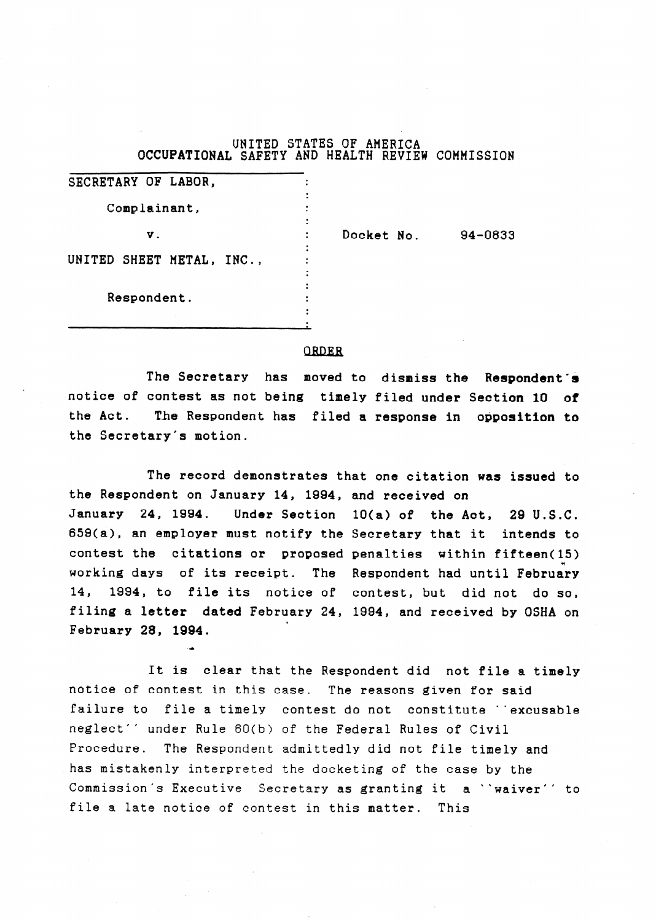UNITED STATES OF AMERICA
OCCUPATIONAL SAFETY AND HEALTH REVIEW COMMISSION

| | | |
|---|---|---|
| SECRETARY OF LABOR, Complainant, | | |
| v. | Docket No. | 94-0833 |
| UNITED SHEET METAL, INC., Respondent. | | |

## ORDER

The Secretary has moved to dismiss the Respondent's notice of contest as not being timely filed under Section 10 of the Act. The Respondent has filed a response in opposition to the Secretary's motion.

The record demonstrates that one citation was issued to the Respondent on January 14, 1994, and received on January 24, 1994. Under Section 10(a) of the Act, 29 U.S.C. 659(a), an employer must notify the Secretary that it intends to contest the citations or proposed penalties within fifteen(15) working days of its receipt. The Respondent had until February 14, 1994, to file its notice of contest, but did not do so, filing a letter dated February 24, 1994, and received by OSHA on February 28, 1994.

It is clear that the Respondent did not file a timely notice of contest in this case. The reasons given for said failure to file a timely contest do not constitute ``excusable neglect'' under Rule 60(b) of the Federal Rules of Civil Procedure. The Respondent admittedly did not file timely and has mistakenly interpreted the docketing of the case by the Commission's Executive Secretary as granting it a ``waiver'' to file a late notice of contest in this matter. This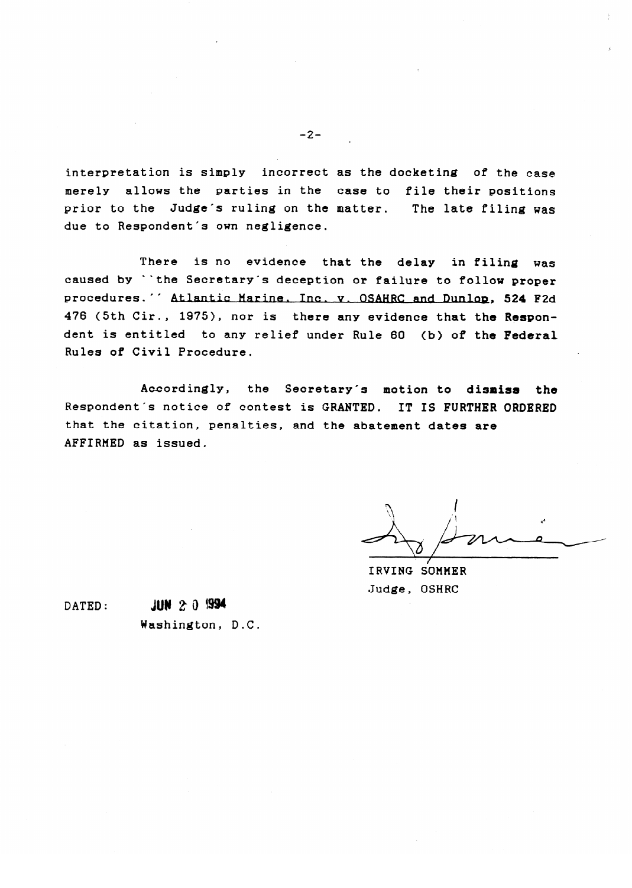interpretation is simply incorrect as the docketing of the case merely allows the parties in the case to file their positions prior to the Judge's ruling on the matter. The late filing was due to Respondent's own negligence.

There is no evidence that the delay in filing was caused by ``the Secretary's deception or failure to follow proper procedures.'' Atlantic Marine, Inc. v. OSAHRC and Dunlop, 524 F2d 476 (5th Cir., 1975), nor is there any evidence that the Respondent is entitled to any relief under Rule 60 (b) of the Federal Rules of Civil Procedure.

Accordingly, the Secretary's motion to dismiss the Respondent's notice of contest is GRANTED. IT IS FURTHER ORDERED that the citation, penalties, and the abatement dates are AFFIRMED as issued.

IRVING SOMMER
Judge, OSHRC

DATED: JUN 20 1994
Washington, D.C.